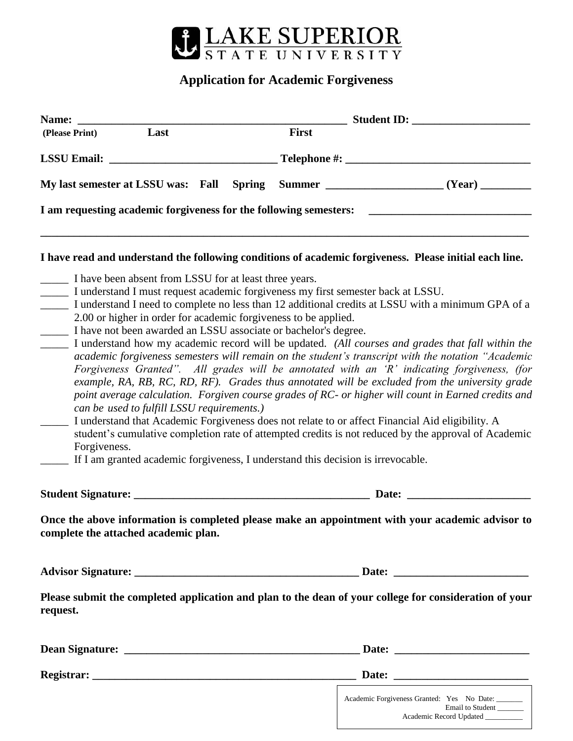# LAKE SUPERIOR STATE UNIVERSITY

## Application for Academic Forgiveness

**Name:** ________________________________________________ **Student ID:** _____________________
**(Please Print)** **Last** **First**

**LSSU Email:** _____________________________ **Telephone #:** _________________________________

**My last semester at LSSU was: Fall Spring Summer** ____________________ **(Year)** _________

**I am requesting academic forgiveness for the following semesters:** ____________________________

_____________________________________________________________________________________

**I have read and understand the following conditions of academic forgiveness. Please initial each line.**

_____ I have been absent from LSSU for at least three years.
_____ I understand I must request academic forgiveness my first semester back at LSSU.
_____ I understand I need to complete no less than 12 additional credits at LSSU with a minimum GPA of a 2.00 or higher in order for academic forgiveness to be applied.
_____ I have not been awarded an LSSU associate or bachelor's degree.
_____ I understand how my academic record will be updated. *(All courses and grades that fall within the academic forgiveness semesters will remain on the student's transcript with the notation "Academic Forgiveness Granted". All grades will be annotated with an 'R' indicating forgiveness, (for example, RA, RB, RC, RD, RF). Grades thus annotated will be excluded from the university grade point average calculation. Forgiven course grades of RC- or higher will count in Earned credits and can be used to fulfill LSSU requirements.)*
_____ I understand that Academic Forgiveness does not relate to or affect Financial Aid eligibility. A student's cumulative completion rate of attempted credits is not reduced by the approval of Academic Forgiveness.
_____ If I am granted academic forgiveness, I understand this decision is irrevocable.

**Student Signature:** ___________________________________________ **Date:** _____________________

**Once the above information is completed please make an appointment with your academic advisor to complete the attached academic plan.**

**Advisor Signature:** ________________________________________ **Date:** _______________________

**Please submit the completed application and plan to the dean of your college for consideration of your request.**

**Dean Signature:** ___________________________________________ **Date:** _______________________

**Registrar:** _______________________________________________ **Date:** _______________________

Academic Forgiveness Granted: Yes No Date: _______
Email to Student _______
Academic Record Updated __________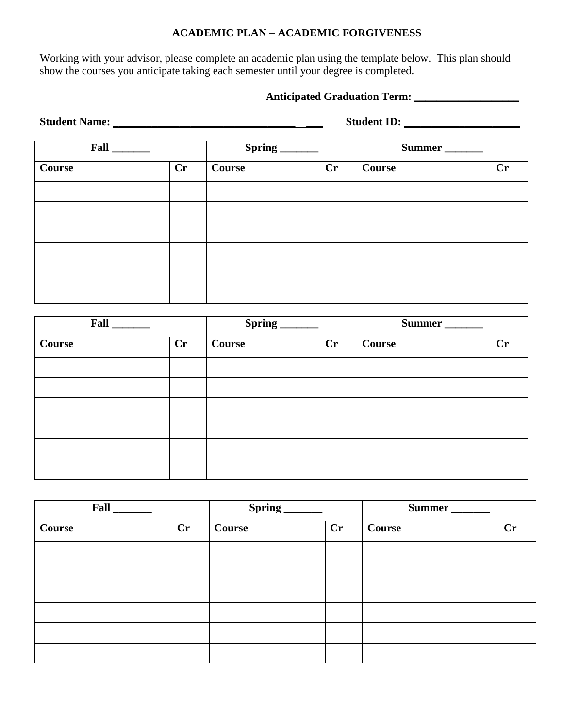# ACADEMIC PLAN – ACADEMIC FORGIVENESS

Working with your advisor, please complete an academic plan using the template below. This plan should show the courses you anticipate taking each semester until your degree is completed.

**Anticipated Graduation Term: ___________________**

**Student Name: ____________________________________** **Student ID: _____________________**

| Fall _______ | | Spring _______ | | Summer _______ | |
|---|---|---|---|---|---|
| **Course** | **Cr** | **Course** | **Cr** | **Course** | **Cr** |
| | | | | | |
| | | | | | |
| | | | | | |
| | | | | | |
| | | | | | |
| | | | | | |

| Fall _______ | | Spring _______ | | Summer _______ | |
|---|---|---|---|---|---|
| **Course** | **Cr** | **Course** | **Cr** | **Course** | **Cr** |
| | | | | | |
| | | | | | |
| | | | | | |
| | | | | | |
| | | | | | |
| | | | | | |

| Fall _______ | | Spring _______ | | Summer _______ | |
|---|---|---|---|---|---|
| **Course** | **Cr** | **Course** | **Cr** | **Course** | **Cr** |
| | | | | | |
| | | | | | |
| | | | | | |
| | | | | | |
| | | | | | |
| | | | | | |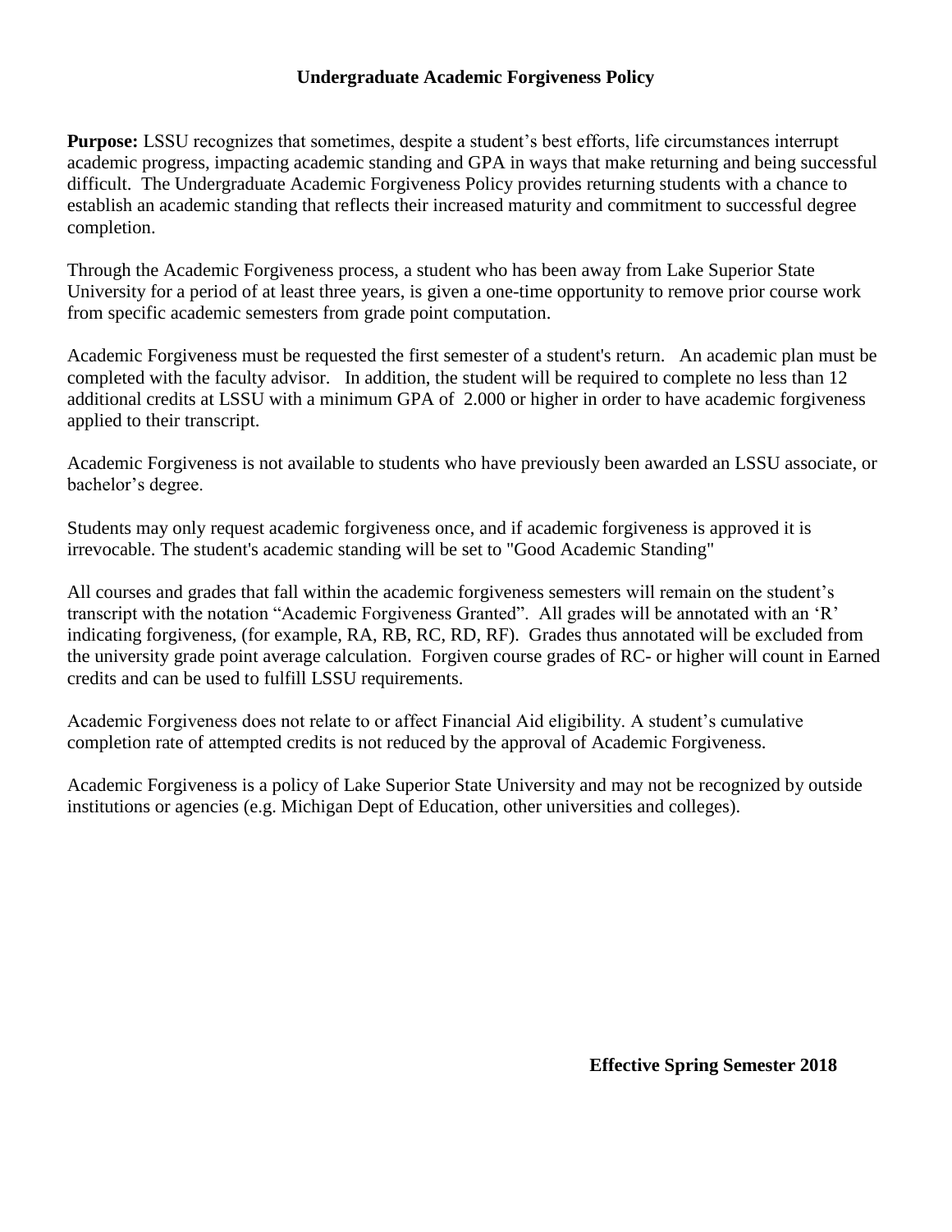# Undergraduate Academic Forgiveness Policy

**Purpose:** LSSU recognizes that sometimes, despite a student's best efforts, life circumstances interrupt academic progress, impacting academic standing and GPA in ways that make returning and being successful difficult. The Undergraduate Academic Forgiveness Policy provides returning students with a chance to establish an academic standing that reflects their increased maturity and commitment to successful degree completion.

Through the Academic Forgiveness process, a student who has been away from Lake Superior State University for a period of at least three years, is given a one-time opportunity to remove prior course work from specific academic semesters from grade point computation.

Academic Forgiveness must be requested the first semester of a student's return. An academic plan must be completed with the faculty advisor. In addition, the student will be required to complete no less than 12 additional credits at LSSU with a minimum GPA of 2.000 or higher in order to have academic forgiveness applied to their transcript.

Academic Forgiveness is not available to students who have previously been awarded an LSSU associate, or bachelor's degree.

Students may only request academic forgiveness once, and if academic forgiveness is approved it is irrevocable. The student's academic standing will be set to "Good Academic Standing"

All courses and grades that fall within the academic forgiveness semesters will remain on the student's transcript with the notation "Academic Forgiveness Granted". All grades will be annotated with an 'R' indicating forgiveness, (for example, RA, RB, RC, RD, RF). Grades thus annotated will be excluded from the university grade point average calculation. Forgiven course grades of RC- or higher will count in Earned credits and can be used to fulfill LSSU requirements.

Academic Forgiveness does not relate to or affect Financial Aid eligibility. A student's cumulative completion rate of attempted credits is not reduced by the approval of Academic Forgiveness.

Academic Forgiveness is a policy of Lake Superior State University and may not be recognized by outside institutions or agencies (e.g. Michigan Dept of Education, other universities and colleges).

**Effective Spring Semester 2018**